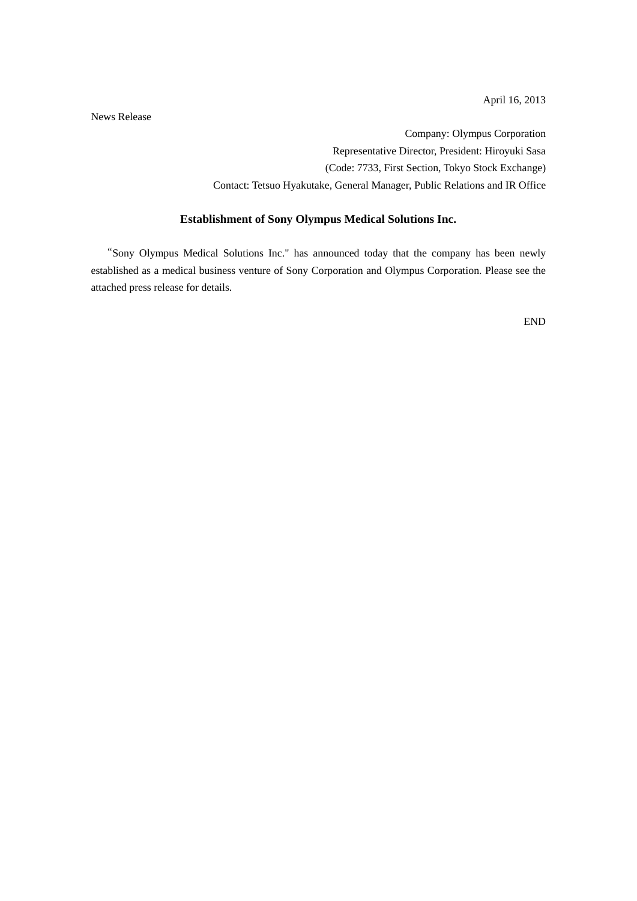April 16, 2013

News Release

Company: Olympus Corporation
Representative Director, President: Hiroyuki Sasa
(Code: 7733, First Section, Tokyo Stock Exchange)
Contact: Tetsuo Hyakutake, General Manager, Public Relations and IR Office

## Establishment of Sony Olympus Medical Solutions Inc.

“Sony Olympus Medical Solutions Inc." has announced today that the company has been newly established as a medical business venture of Sony Corporation and Olympus Corporation. Please see the attached press release for details.

END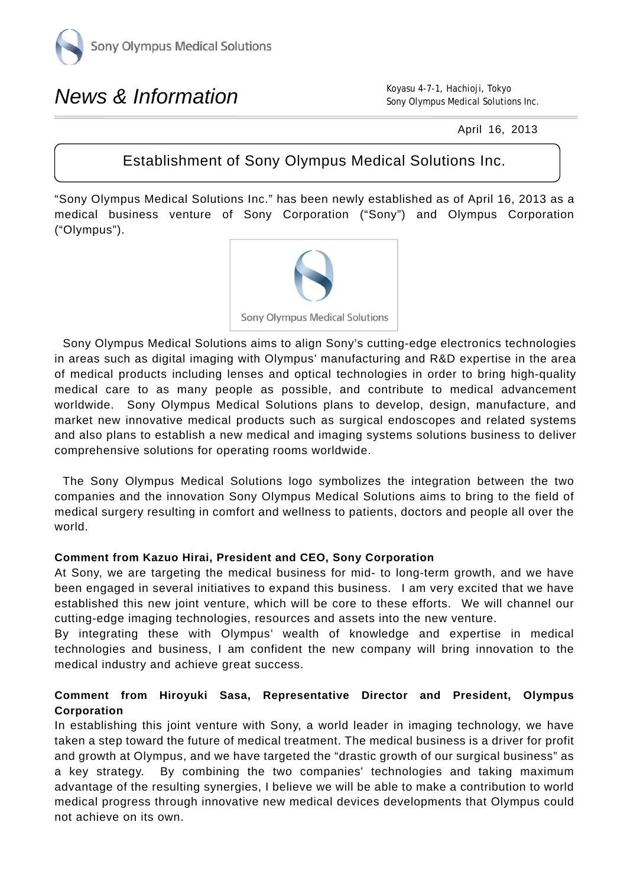Sony Olympus Medical Solutions

# News & Information

Koyasu 4-7-1, Hachioji, Tokyo
Sony Olympus Medical Solutions Inc.

April 16, 2013

## Establishment of Sony Olympus Medical Solutions Inc.

"Sony Olympus Medical Solutions Inc." has been newly established as of April 16, 2013 as a medical business venture of Sony Corporation ("Sony") and Olympus Corporation ("Olympus").

Sony Olympus Medical Solutions

Sony Olympus Medical Solutions aims to align Sony's cutting-edge electronics technologies in areas such as digital imaging with Olympus' manufacturing and R&D expertise in the area of medical products including lenses and optical technologies in order to bring high-quality medical care to as many people as possible, and contribute to medical advancement worldwide. Sony Olympus Medical Solutions plans to develop, design, manufacture, and market new innovative medical products such as surgical endoscopes and related systems and also plans to establish a new medical and imaging systems solutions business to deliver comprehensive solutions for operating rooms worldwide.

The Sony Olympus Medical Solutions logo symbolizes the integration between the two companies and the innovation Sony Olympus Medical Solutions aims to bring to the field of medical surgery resulting in comfort and wellness to patients, doctors and people all over the world.

**Comment from Kazuo Hirai, President and CEO, Sony Corporation**

At Sony, we are targeting the medical business for mid- to long-term growth, and we have been engaged in several initiatives to expand this business. I am very excited that we have established this new joint venture, which will be core to these efforts. We will channel our cutting-edge imaging technologies, resources and assets into the new venture.
By integrating these with Olympus' wealth of knowledge and expertise in medical technologies and business, I am confident the new company will bring innovation to the medical industry and achieve great success.

**Comment from Hiroyuki Sasa, Representative Director and President, Olympus Corporation**

In establishing this joint venture with Sony, a world leader in imaging technology, we have taken a step toward the future of medical treatment. The medical business is a driver for profit and growth at Olympus, and we have targeted the "drastic growth of our surgical business" as a key strategy. By combining the two companies' technologies and taking maximum advantage of the resulting synergies, I believe we will be able to make a contribution to world medical progress through innovative new medical devices developments that Olympus could not achieve on its own.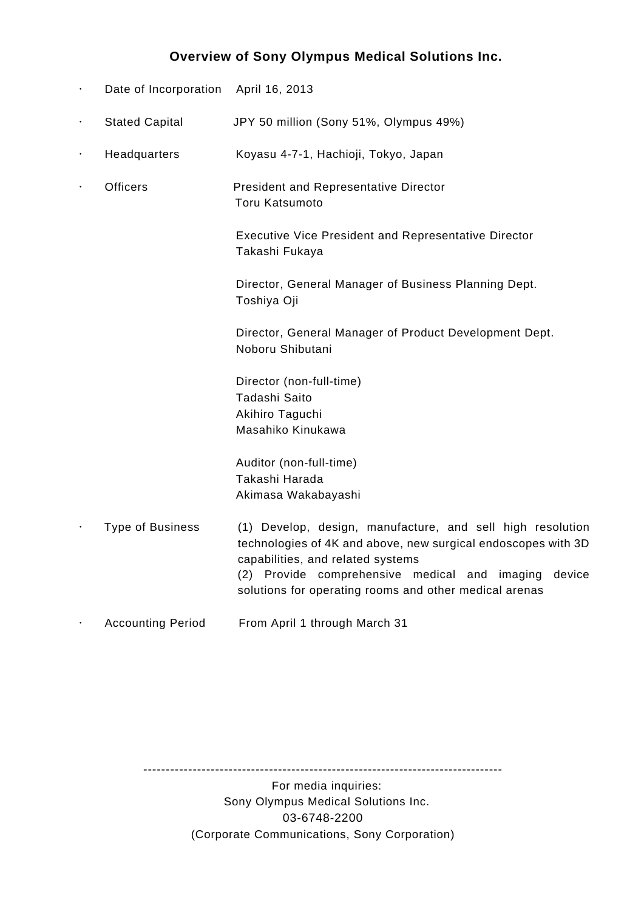## Overview of Sony Olympus Medical Solutions Inc.

- Date of Incorporation: April 16, 2013
- Stated Capital: JPY 50 million (Sony 51%, Olympus 49%)
- Headquarters: Koyasu 4-7-1, Hachioji, Tokyo, Japan
- Officers:

  President and Representative Director
  Toru Katsumoto

  Executive Vice President and Representative Director
  Takashi Fukaya

  Director, General Manager of Business Planning Dept.
  Toshiya Oji

  Director, General Manager of Product Development Dept.
  Noboru Shibutani

  Director (non-full-time)
  Tadashi Saito
  Akihiro Taguchi
  Masahiko Kinukawa

  Auditor (non-full-time)
  Takashi Harada
  Akimasa Wakabayashi

- Type of Business:
  (1) Develop, design, manufacture, and sell high resolution technologies of 4K and above, new surgical endoscopes with 3D capabilities, and related systems
  (2) Provide comprehensive medical and imaging device solutions for operating rooms and other medical arenas
- Accounting Period: From April 1 through March 31

---

For media inquiries:
Sony Olympus Medical Solutions Inc.
03-6748-2200
(Corporate Communications, Sony Corporation)